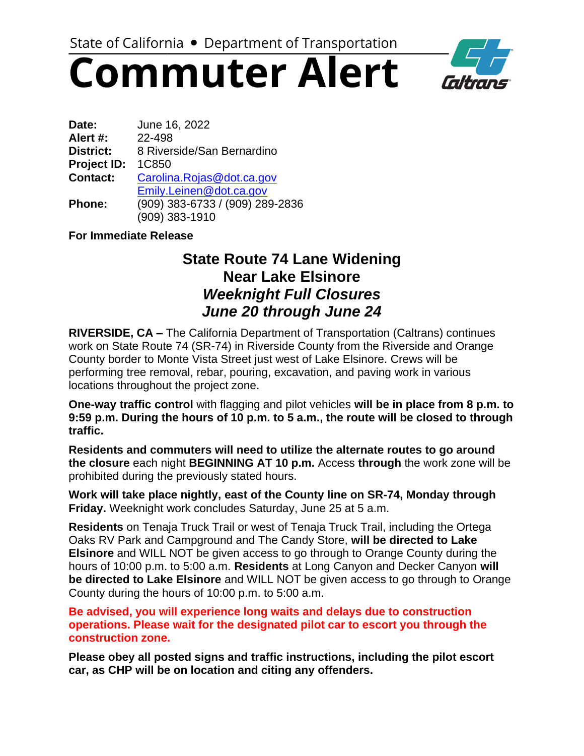State of California • Department of Transportation

# Commuter Alert

**Date:** June 16, 2022
**Alert #:** 22-498
**District:** 8 Riverside/San Bernardino
**Project ID:** 1C850
**Contact:** Carolina.Rojas@dot.ca.gov
Emily.Leinen@dot.ca.gov
**Phone:** (909) 383-6733 / (909) 289-2836
(909) 383-1910

**For Immediate Release**

## State Route 74 Lane Widening
## Near Lake Elsinore
## *Weeknight Full Closures*
## *June 20 through June 24*

**RIVERSIDE, CA –** The California Department of Transportation (Caltrans) continues work on State Route 74 (SR-74) in Riverside County from the Riverside and Orange County border to Monte Vista Street just west of Lake Elsinore. Crews will be performing tree removal, rebar, pouring, excavation, and paving work in various locations throughout the project zone.

**One-way traffic control** with flagging and pilot vehicles **will be in place from 8 p.m. to 9:59 p.m. During the hours of 10 p.m. to 5 a.m., the route will be closed to through traffic.**

**Residents and commuters will need to utilize the alternate routes to go around the closure** each night **BEGINNING AT 10 p.m.** Access **through** the work zone will be prohibited during the previously stated hours.

**Work will take place nightly, east of the County line on SR-74, Monday through Friday.** Weeknight work concludes Saturday, June 25 at 5 a.m.

**Residents** on Tenaja Truck Trail or west of Tenaja Truck Trail, including the Ortega Oaks RV Park and Campground and The Candy Store, **will be directed to Lake Elsinore** and WILL NOT be given access to go through to Orange County during the hours of 10:00 p.m. to 5:00 a.m. **Residents** at Long Canyon and Decker Canyon **will be directed to Lake Elsinore** and WILL NOT be given access to go through to Orange County during the hours of 10:00 p.m. to 5:00 a.m.

**Be advised, you will experience long waits and delays due to construction operations. Please wait for the designated pilot car to escort you through the construction zone.**

**Please obey all posted signs and traffic instructions, including the pilot escort car, as CHP will be on location and citing any offenders.**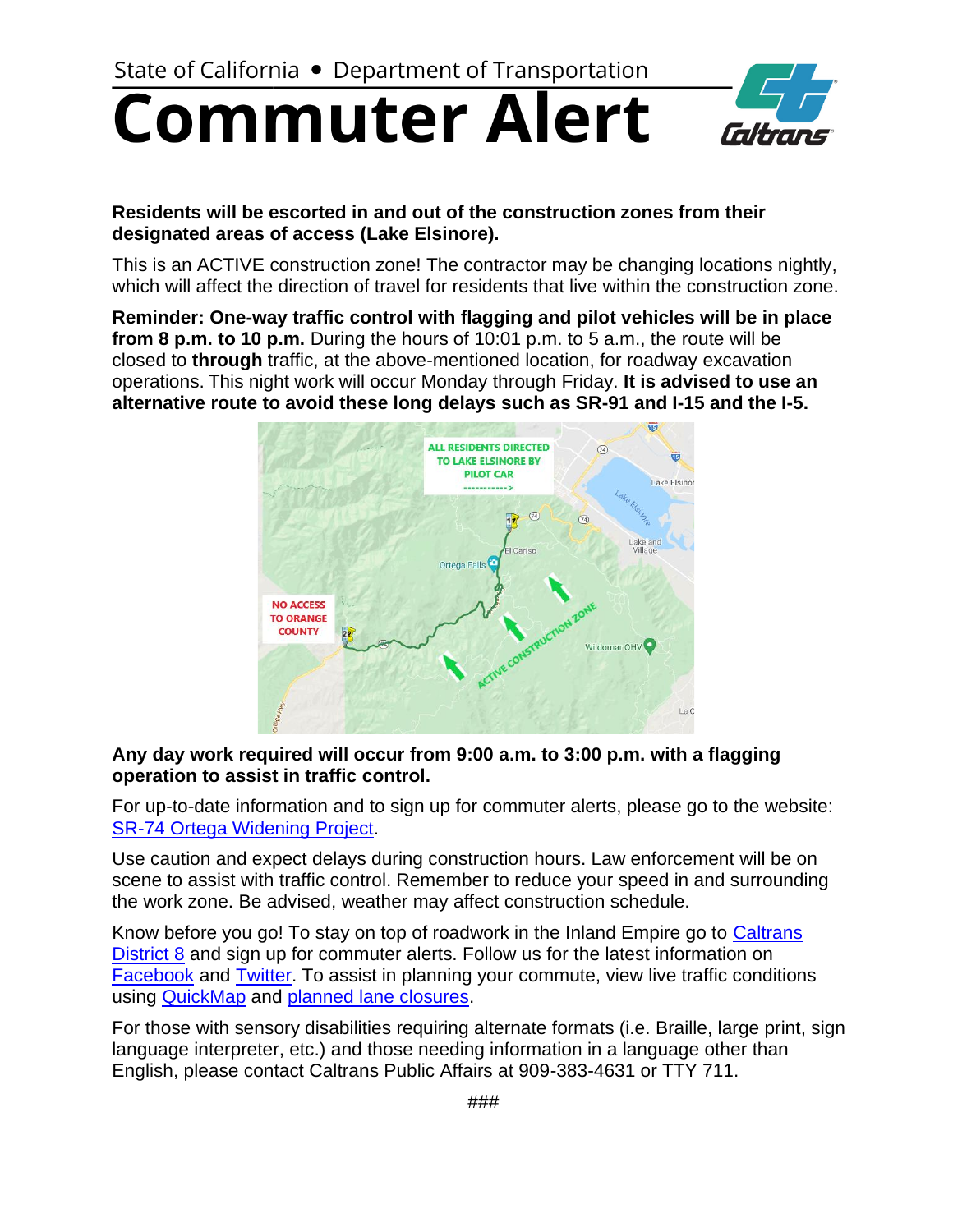State of California • Department of Transportation

# Commuter Alert

**Residents will be escorted in and out of the construction zones from their designated areas of access (Lake Elsinore).**

This is an ACTIVE construction zone! The contractor may be changing locations nightly, which will affect the direction of travel for residents that live within the construction zone.

**Reminder: One-way traffic control with flagging and pilot vehicles will be in place from 8 p.m. to 10 p.m.** During the hours of 10:01 p.m. to 5 a.m., the route will be closed to **through** traffic, at the above-mentioned location, for roadway excavation operations. This night work will occur Monday through Friday. **It is advised to use an alternative route to avoid these long delays such as SR-91 and I-15 and the I-5.**

ALL RESIDENTS DIRECTED TO LAKE ELSINORE BY PILOT CAR ----------->

NO ACCESS TO ORANGE COUNTY

ACTIVE CONSTRUCTION ZONE

**Any day work required will occur from 9:00 a.m. to 3:00 p.m. with a flagging operation to assist in traffic control.**

For up-to-date information and to sign up for commuter alerts, please go to the website: SR-74 Ortega Widening Project.

Use caution and expect delays during construction hours. Law enforcement will be on scene to assist with traffic control. Remember to reduce your speed in and surrounding the work zone. Be advised, weather may affect construction schedule.

Know before you go! To stay on top of roadwork in the Inland Empire go to Caltrans District 8 and sign up for commuter alerts. Follow us for the latest information on Facebook and Twitter. To assist in planning your commute, view live traffic conditions using QuickMap and planned lane closures.

For those with sensory disabilities requiring alternate formats (i.e. Braille, large print, sign language interpreter, etc.) and those needing information in a language other than English, please contact Caltrans Public Affairs at 909-383-4631 or TTY 711.

###